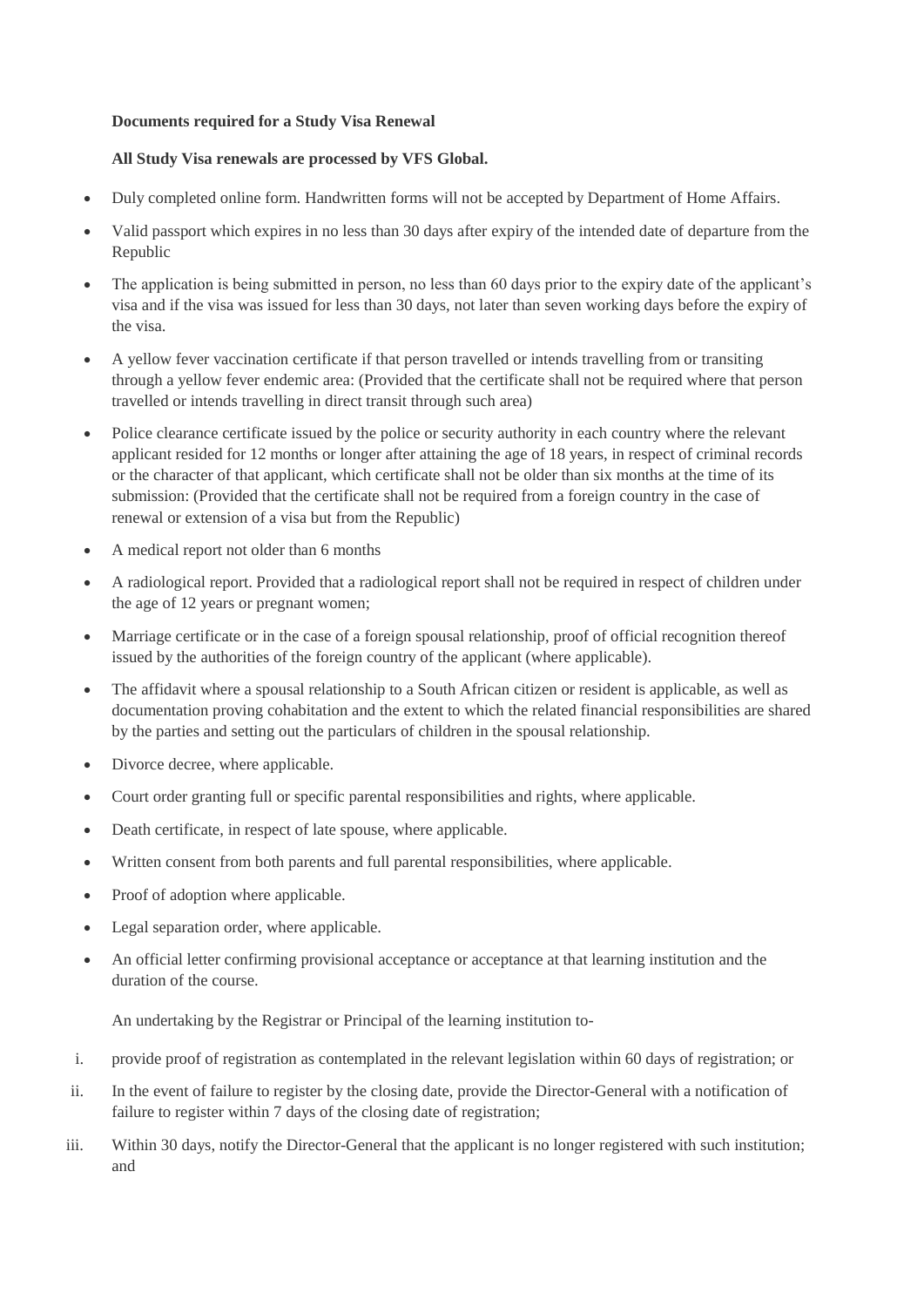**Documents required for a Study Visa Renewal**

**All Study Visa renewals are processed by VFS Global.**

- Duly completed online form. Handwritten forms will not be accepted by Department of Home Affairs.
- Valid passport which expires in no less than 30 days after expiry of the intended date of departure from the Republic
- The application is being submitted in person, no less than 60 days prior to the expiry date of the applicant's visa and if the visa was issued for less than 30 days, not later than seven working days before the expiry of the visa.
- A yellow fever vaccination certificate if that person travelled or intends travelling from or transiting through a yellow fever endemic area: (Provided that the certificate shall not be required where that person travelled or intends travelling in direct transit through such area)
- Police clearance certificate issued by the police or security authority in each country where the relevant applicant resided for 12 months or longer after attaining the age of 18 years, in respect of criminal records or the character of that applicant, which certificate shall not be older than six months at the time of its submission: (Provided that the certificate shall not be required from a foreign country in the case of renewal or extension of a visa but from the Republic)
- A medical report not older than 6 months
- A radiological report. Provided that a radiological report shall not be required in respect of children under the age of 12 years or pregnant women;
- Marriage certificate or in the case of a foreign spousal relationship, proof of official recognition thereof issued by the authorities of the foreign country of the applicant (where applicable).
- The affidavit where a spousal relationship to a South African citizen or resident is applicable, as well as documentation proving cohabitation and the extent to which the related financial responsibilities are shared by the parties and setting out the particulars of children in the spousal relationship.
- Divorce decree, where applicable.
- Court order granting full or specific parental responsibilities and rights, where applicable.
- Death certificate, in respect of late spouse, where applicable.
- Written consent from both parents and full parental responsibilities, where applicable.
- Proof of adoption where applicable.
- Legal separation order, where applicable.
- An official letter confirming provisional acceptance or acceptance at that learning institution and the duration of the course.

  An undertaking by the Registrar or Principal of the learning institution to-

  i. provide proof of registration as contemplated in the relevant legislation within 60 days of registration; or
  ii. In the event of failure to register by the closing date, provide the Director-General with a notification of failure to register within 7 days of the closing date of registration;
  iii. Within 30 days, notify the Director-General that the applicant is no longer registered with such institution; and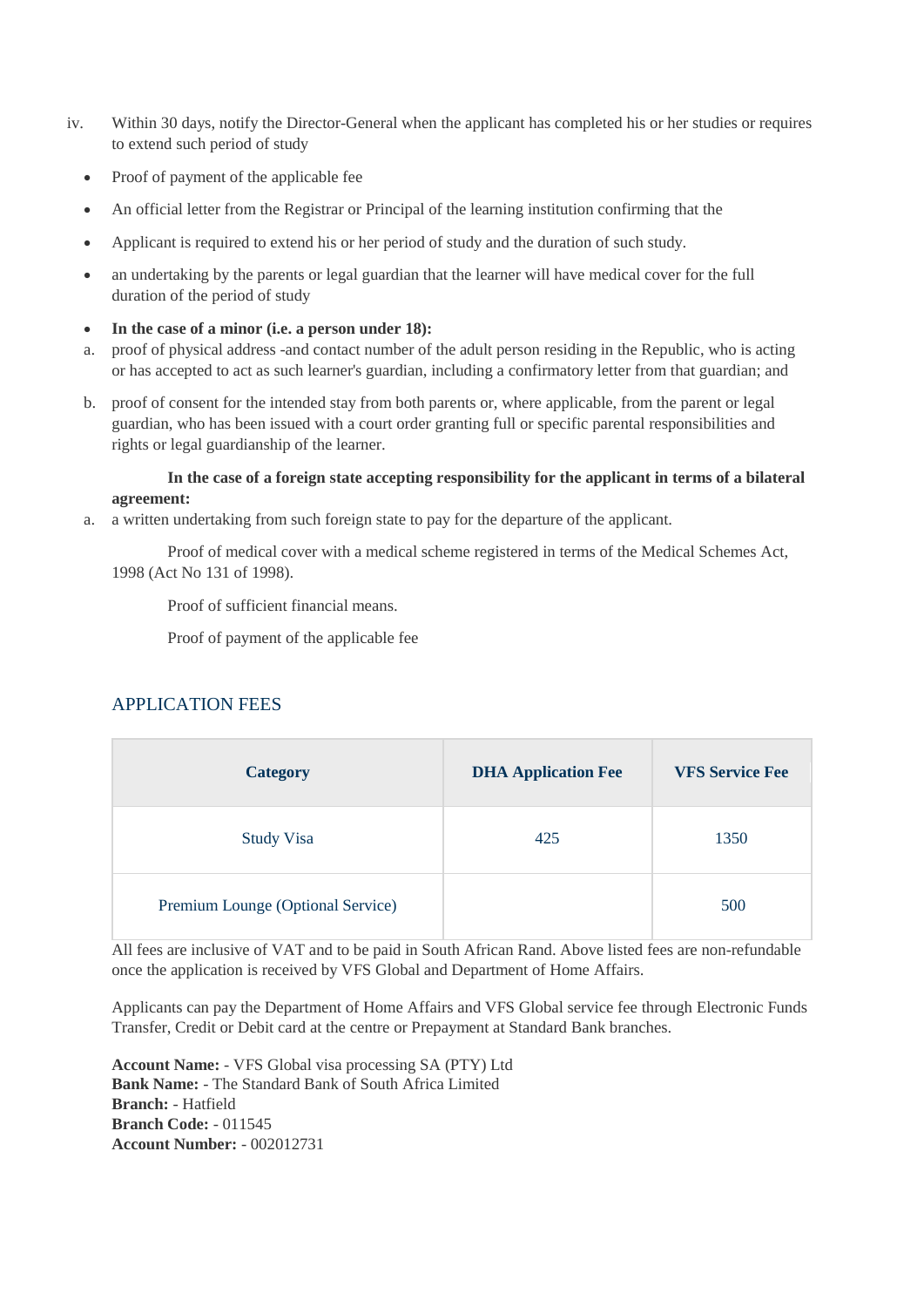iv. Within 30 days, notify the Director-General when the applicant has completed his or her studies or requires to extend such period of study

- Proof of payment of the applicable fee
- An official letter from the Registrar or Principal of the learning institution confirming that the
- Applicant is required to extend his or her period of study and the duration of such study.
- an undertaking by the parents or legal guardian that the learner will have medical cover for the full duration of the period of study
- **In the case of a minor (i.e. a person under 18):**

a. proof of physical address -and contact number of the adult person residing in the Republic, who is acting or has accepted to act as such learner's guardian, including a confirmatory letter from that guardian; and

b. proof of consent for the intended stay from both parents or, where applicable, from the parent or legal guardian, who has been issued with a court order granting full or specific parental responsibilities and rights or legal guardianship of the learner.

**In the case of a foreign state accepting responsibility for the applicant in terms of a bilateral agreement:**

a. a written undertaking from such foreign state to pay for the departure of the applicant.

Proof of medical cover with a medical scheme registered in terms of the Medical Schemes Act, 1998 (Act No 131 of 1998).

Proof of sufficient financial means.

Proof of payment of the applicable fee

## APPLICATION FEES

| Category | DHA Application Fee | VFS Service Fee |
|---|---|---|
| Study Visa | 425 | 1350 |
| Premium Lounge (Optional Service) | | 500 |

All fees are inclusive of VAT and to be paid in South African Rand. Above listed fees are non-refundable once the application is received by VFS Global and Department of Home Affairs.

Applicants can pay the Department of Home Affairs and VFS Global service fee through Electronic Funds Transfer, Credit or Debit card at the centre or Prepayment at Standard Bank branches.

**Account Name:** - VFS Global visa processing SA (PTY) Ltd
**Bank Name:** - The Standard Bank of South Africa Limited
**Branch:** - Hatfield
**Branch Code:** - 011545
**Account Number:** - 002012731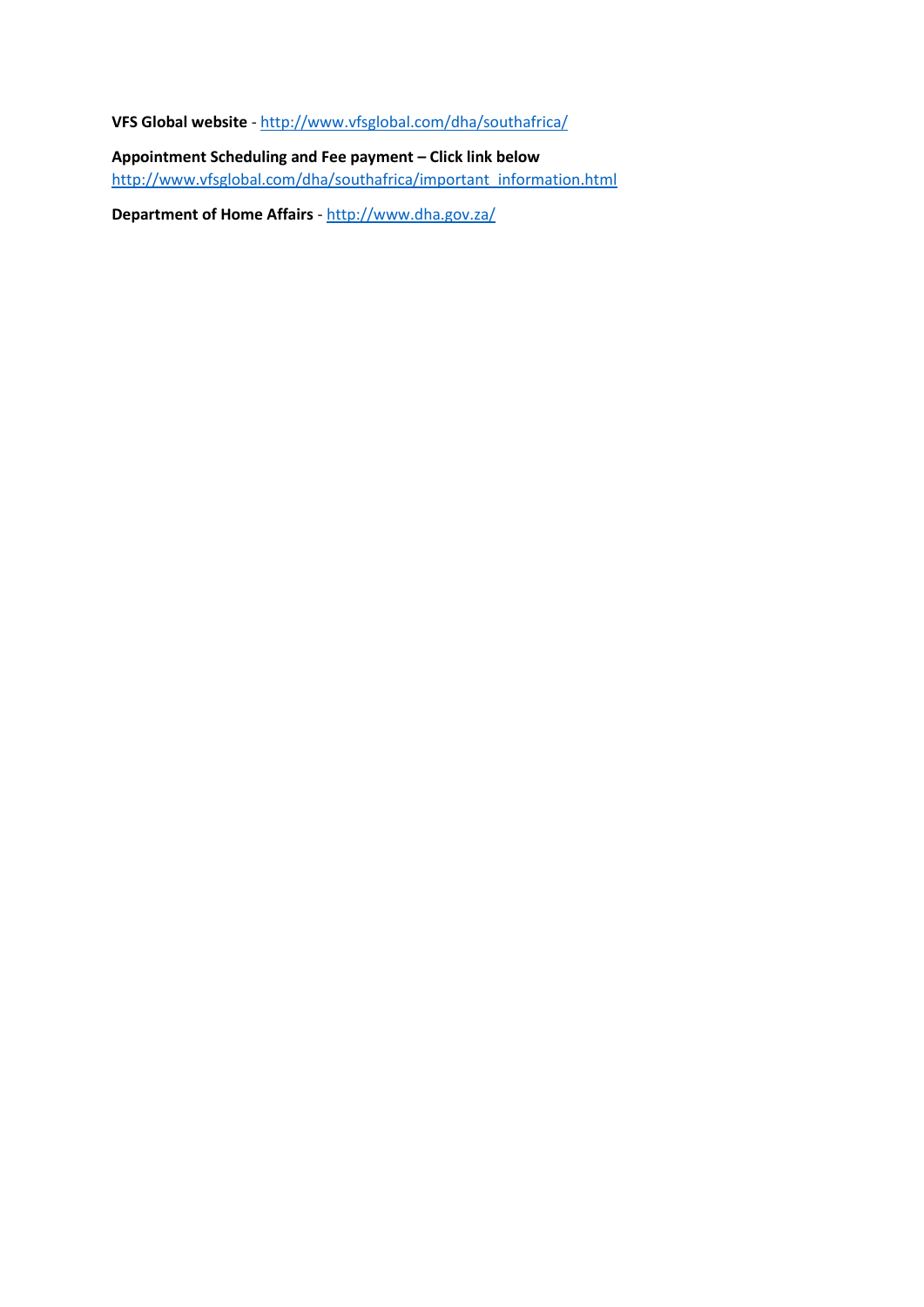**VFS Global website** - http://www.vfsglobal.com/dha/southafrica/

**Appointment Scheduling and Fee payment – Click link below**
http://www.vfsglobal.com/dha/southafrica/important_information.html

**Department of Home Affairs** - http://www.dha.gov.za/